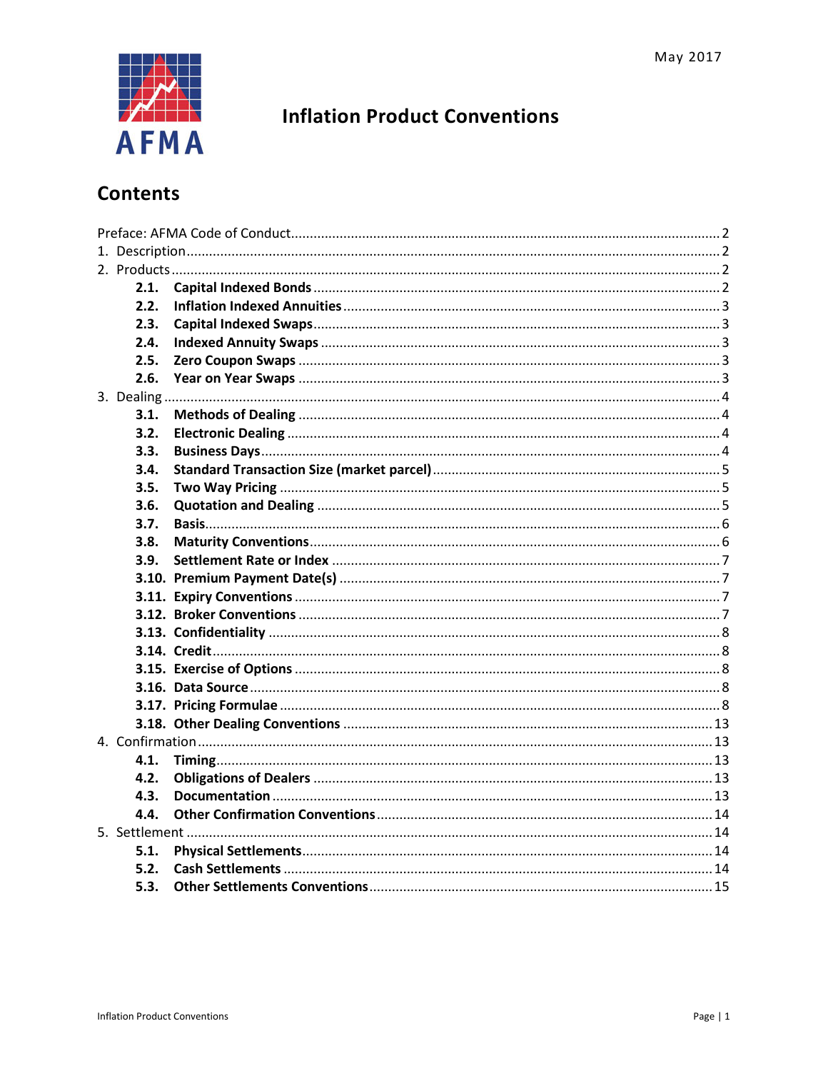May 2017

AFMA

# Inflation Product Conventions

## Contents

Preface: AFMA Code of Conduct ........ 2
1. Description ........ 2
2. Products ........ 2
   - **2.1. Capital Indexed Bonds** ........ 2
   - **2.2. Inflation Indexed Annuities** ........ 3
   - **2.3. Capital Indexed Swaps** ........ 3
   - **2.4. Indexed Annuity Swaps** ........ 3
   - **2.5. Zero Coupon Swaps** ........ 3
   - **2.6. Year on Year Swaps** ........ 3
3. Dealing ........ 4
   - **3.1. Methods of Dealing** ........ 4
   - **3.2. Electronic Dealing** ........ 4
   - **3.3. Business Days** ........ 4
   - **3.4. Standard Transaction Size (market parcel)** ........ 5
   - **3.5. Two Way Pricing** ........ 5
   - **3.6. Quotation and Dealing** ........ 5
   - **3.7. Basis** ........ 6
   - **3.8. Maturity Conventions** ........ 6
   - **3.9. Settlement Rate or Index** ........ 7
   - **3.10. Premium Payment Date(s)** ........ 7
   - **3.11. Expiry Conventions** ........ 7
   - **3.12. Broker Conventions** ........ 7
   - **3.13. Confidentiality** ........ 8
   - **3.14. Credit** ........ 8
   - **3.15. Exercise of Options** ........ 8
   - **3.16. Data Source** ........ 8
   - **3.17. Pricing Formulae** ........ 8
   - **3.18. Other Dealing Conventions** ........ 13
4. Confirmation ........ 13
   - **4.1. Timing** ........ 13
   - **4.2. Obligations of Dealers** ........ 13
   - **4.3. Documentation** ........ 13
   - **4.4. Other Confirmation Conventions** ........ 14
5. Settlement ........ 14
   - **5.1. Physical Settlements** ........ 14
   - **5.2. Cash Settlements** ........ 14
   - **5.3. Other Settlements Conventions** ........ 15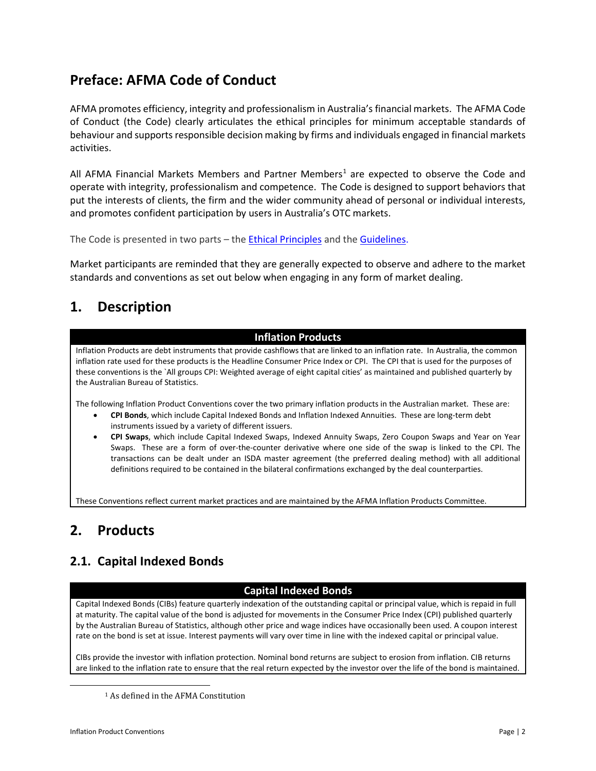## Preface: AFMA Code of Conduct

AFMA promotes efficiency, integrity and professionalism in Australia's financial markets. The AFMA Code of Conduct (the Code) clearly articulates the ethical principles for minimum acceptable standards of behaviour and supports responsible decision making by firms and individuals engaged in financial markets activities.

All AFMA Financial Markets Members and Partner Members[1] are expected to observe the Code and operate with integrity, professionalism and competence. The Code is designed to support behaviors that put the interests of clients, the firm and the wider community ahead of personal or individual interests, and promotes confident participation by users in Australia's OTC markets.

The Code is presented in two parts – the Ethical Principles and the Guidelines.

Market participants are reminded that they are generally expected to observe and adhere to the market standards and conventions as set out below when engaging in any form of market dealing.

## 1. Description

| Inflation Products |
|---|
| Inflation Products are debt instruments that provide cashflows that are linked to an inflation rate. In Australia, the common inflation rate used for these products is the Headline Consumer Price Index or CPI. The CPI that is used for the purposes of these conventions is the `All groups CPI: Weighted average of eight capital cities' as maintained and published quarterly by the Australian Bureau of Statistics.<br><br>The following Inflation Product Conventions cover the two primary inflation products in the Australian market. These are:<br>• **CPI Bonds**, which include Capital Indexed Bonds and Inflation Indexed Annuities. These are long-term debt instruments issued by a variety of different issuers.<br>• **CPI Swaps**, which include Capital Indexed Swaps, Indexed Annuity Swaps, Zero Coupon Swaps and Year on Year Swaps. These are a form of over-the-counter derivative where one side of the swap is linked to the CPI. The transactions can be dealt under an ISDA master agreement (the preferred dealing method) with all additional definitions required to be contained in the bilateral confirmations exchanged by the deal counterparties.<br><br>These Conventions reflect current market practices and are maintained by the AFMA Inflation Products Committee. |

## 2. Products

### 2.1. Capital Indexed Bonds

| Capital Indexed Bonds |
|---|
| Capital Indexed Bonds (CIBs) feature quarterly indexation of the outstanding capital or principal value, which is repaid in full at maturity. The capital value of the bond is adjusted for movements in the Consumer Price Index (CPI) published quarterly by the Australian Bureau of Statistics, although other price and wage indices have occasionally been used. A coupon interest rate on the bond is set at issue. Interest payments will vary over time in line with the indexed capital or principal value.<br><br>CIBs provide the investor with inflation protection. Nominal bond returns are subject to erosion from inflation. CIB returns are linked to the inflation rate to ensure that the real return expected by the investor over the life of the bond is maintained. |

[1] As defined in the AFMA Constitution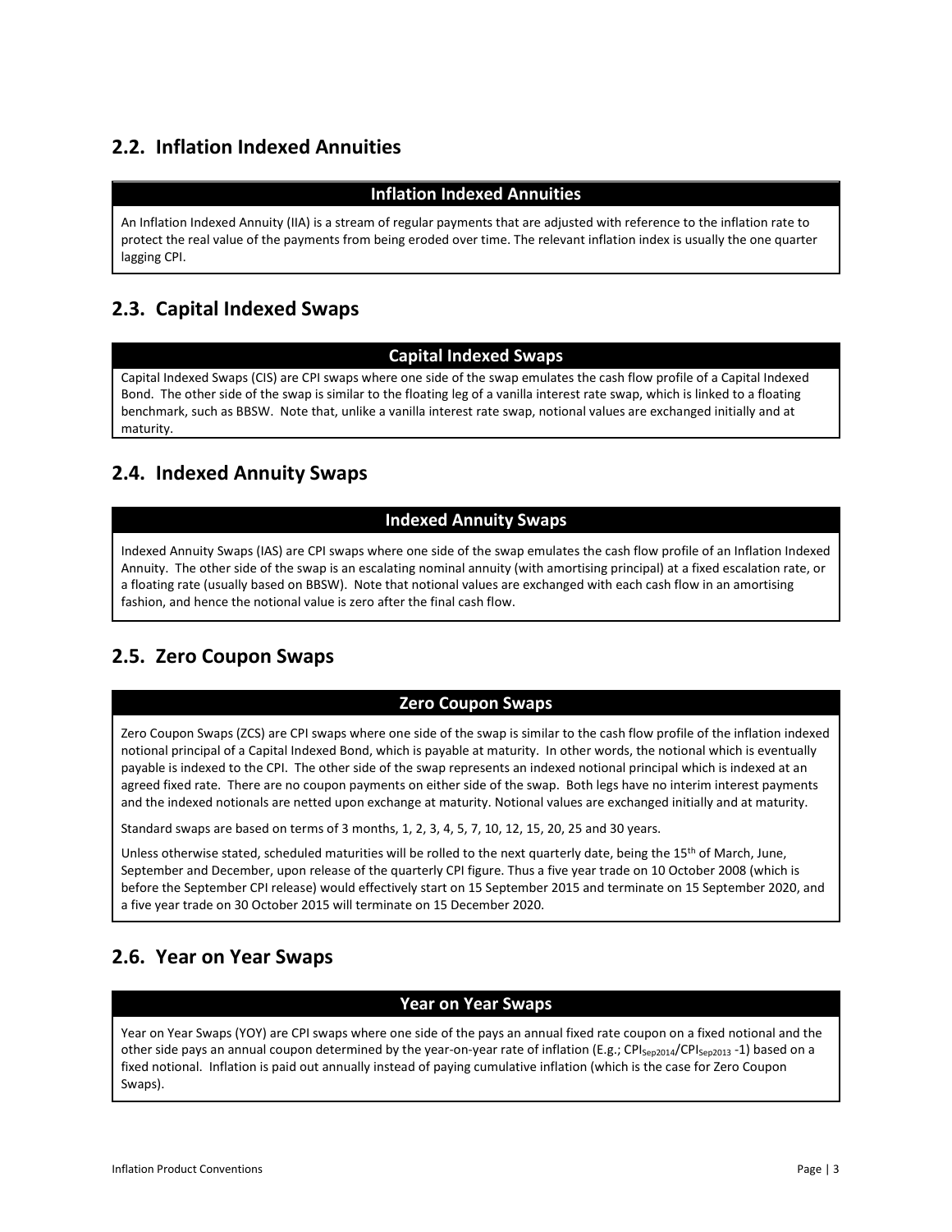## 2.2. Inflation Indexed Annuities

**Inflation Indexed Annuities**

An Inflation Indexed Annuity (IIA) is a stream of regular payments that are adjusted with reference to the inflation rate to protect the real value of the payments from being eroded over time. The relevant inflation index is usually the one quarter lagging CPI.

## 2.3. Capital Indexed Swaps

**Capital Indexed Swaps**

Capital Indexed Swaps (CIS) are CPI swaps where one side of the swap emulates the cash flow profile of a Capital Indexed Bond. The other side of the swap is similar to the floating leg of a vanilla interest rate swap, which is linked to a floating benchmark, such as BBSW. Note that, unlike a vanilla interest rate swap, notional values are exchanged initially and at maturity.

## 2.4. Indexed Annuity Swaps

**Indexed Annuity Swaps**

Indexed Annuity Swaps (IAS) are CPI swaps where one side of the swap emulates the cash flow profile of an Inflation Indexed Annuity. The other side of the swap is an escalating nominal annuity (with amortising principal) at a fixed escalation rate, or a floating rate (usually based on BBSW). Note that notional values are exchanged with each cash flow in an amortising fashion, and hence the notional value is zero after the final cash flow.

## 2.5. Zero Coupon Swaps

**Zero Coupon Swaps**

Zero Coupon Swaps (ZCS) are CPI swaps where one side of the swap is similar to the cash flow profile of the inflation indexed notional principal of a Capital Indexed Bond, which is payable at maturity. In other words, the notional which is eventually payable is indexed to the CPI. The other side of the swap represents an indexed notional principal which is indexed at an agreed fixed rate. There are no coupon payments on either side of the swap. Both legs have no interim interest payments and the indexed notionals are netted upon exchange at maturity. Notional values are exchanged initially and at maturity.

Standard swaps are based on terms of 3 months, 1, 2, 3, 4, 5, 7, 10, 12, 15, 20, 25 and 30 years.

Unless otherwise stated, scheduled maturities will be rolled to the next quarterly date, being the 15th of March, June, September and December, upon release of the quarterly CPI figure. Thus a five year trade on 10 October 2008 (which is before the September CPI release) would effectively start on 15 September 2015 and terminate on 15 September 2020, and a five year trade on 30 October 2015 will terminate on 15 December 2020.

## 2.6. Year on Year Swaps

**Year on Year Swaps**

Year on Year Swaps (YOY) are CPI swaps where one side of the pays an annual fixed rate coupon on a fixed notional and the other side pays an annual coupon determined by the year-on-year rate of inflation (E.g.; $CPI_{Sep2014}/CPI_{Sep2013}$ -1) based on a fixed notional. Inflation is paid out annually instead of paying cumulative inflation (which is the case for Zero Coupon Swaps).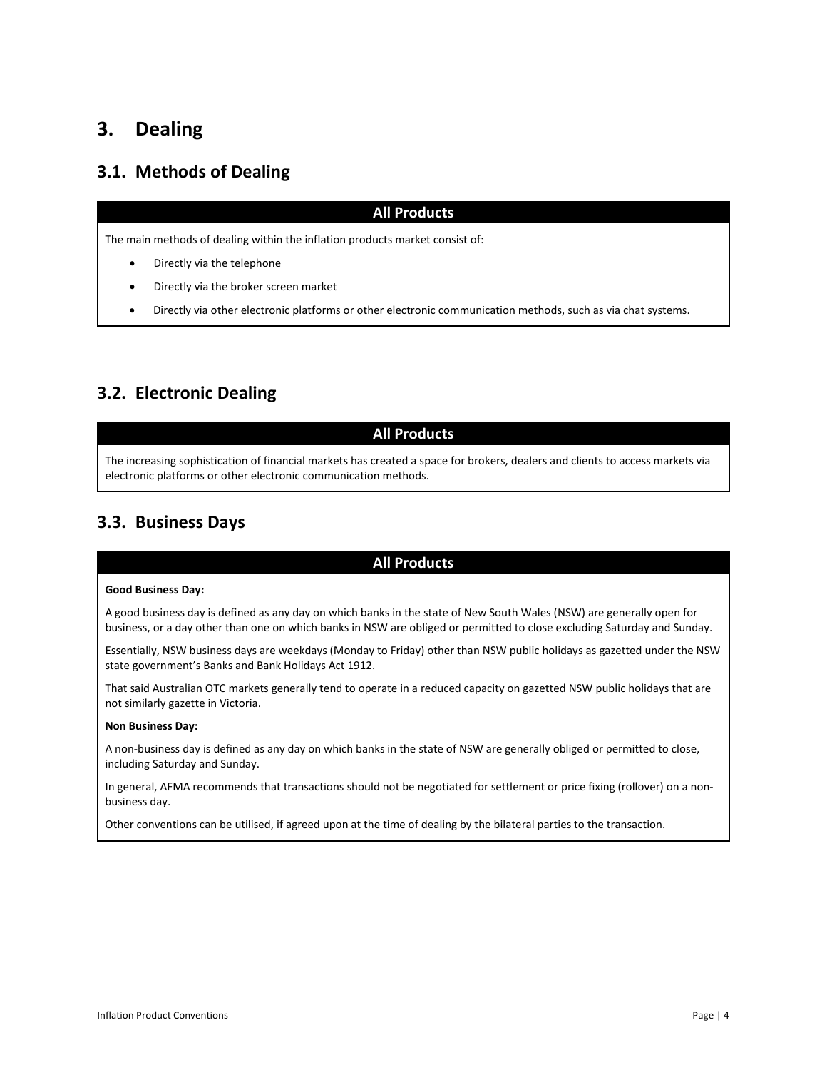# 3. Dealing

## 3.1. Methods of Dealing

**All Products**

The main methods of dealing within the inflation products market consist of:

- Directly via the telephone
- Directly via the broker screen market
- Directly via other electronic platforms or other electronic communication methods, such as via chat systems.

## 3.2. Electronic Dealing

**All Products**

The increasing sophistication of financial markets has created a space for brokers, dealers and clients to access markets via electronic platforms or other electronic communication methods.

## 3.3. Business Days

**All Products**

**Good Business Day:**

A good business day is defined as any day on which banks in the state of New South Wales (NSW) are generally open for business, or a day other than one on which banks in NSW are obliged or permitted to close excluding Saturday and Sunday.

Essentially, NSW business days are weekdays (Monday to Friday) other than NSW public holidays as gazetted under the NSW state government's Banks and Bank Holidays Act 1912.

That said Australian OTC markets generally tend to operate in a reduced capacity on gazetted NSW public holidays that are not similarly gazette in Victoria.

**Non Business Day:**

A non-business day is defined as any day on which banks in the state of NSW are generally obliged or permitted to close, including Saturday and Sunday.

In general, AFMA recommends that transactions should not be negotiated for settlement or price fixing (rollover) on a non-business day.

Other conventions can be utilised, if agreed upon at the time of dealing by the bilateral parties to the transaction.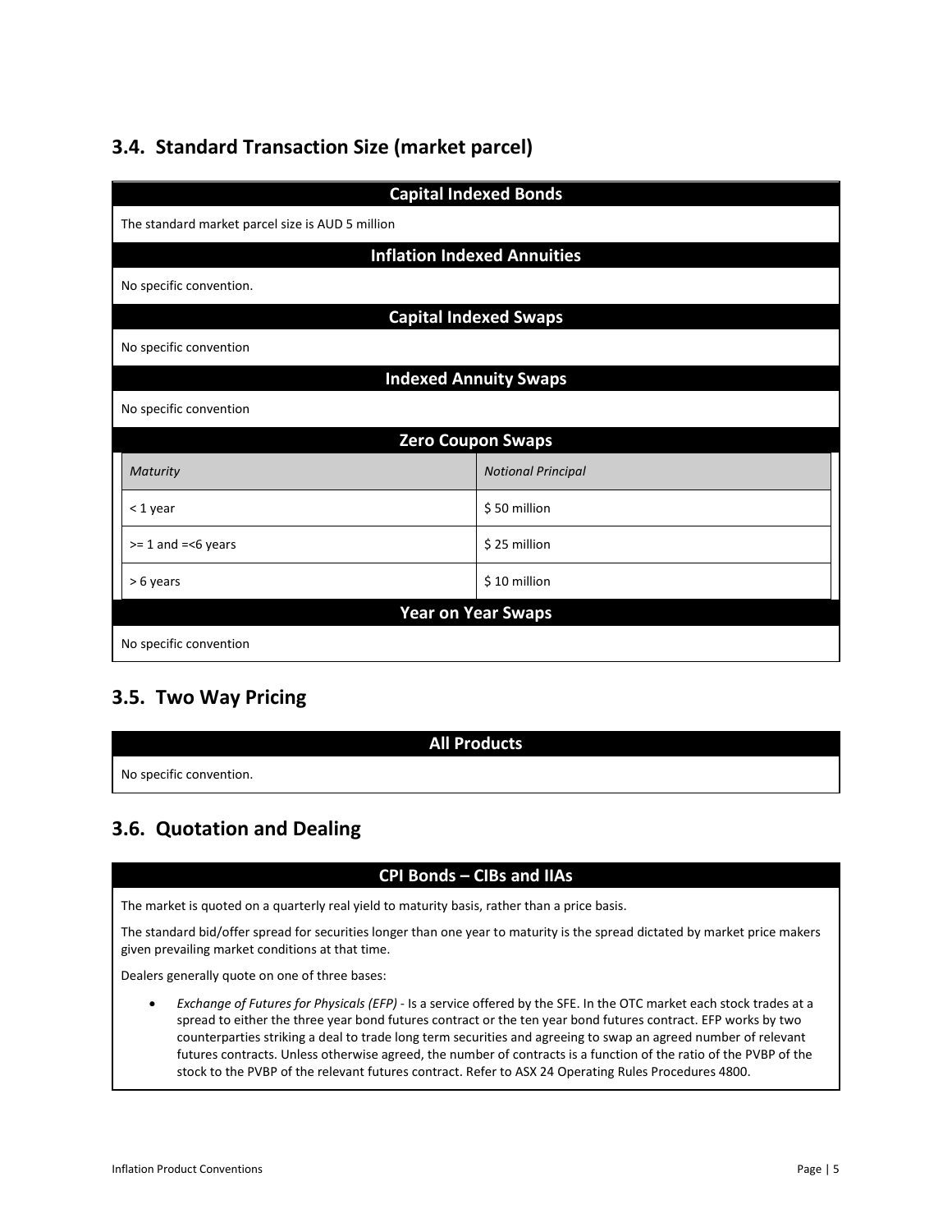## 3.4. Standard Transaction Size (market parcel)

**Capital Indexed Bonds**

The standard market parcel size is AUD 5 million

**Inflation Indexed Annuities**

No specific convention.

**Capital Indexed Swaps**

No specific convention

**Indexed Annuity Swaps**

No specific convention

**Zero Coupon Swaps**

| *Maturity* | *Notional Principal* |
|---|---|
| < 1 year | $ 50 million |
| >= 1 and =<6 years | $ 25 million |
| > 6 years | $ 10 million |

**Year on Year Swaps**

No specific convention

## 3.5. Two Way Pricing

**All Products**

No specific convention.

## 3.6. Quotation and Dealing

**CPI Bonds – CIBs and IIAs**

The market is quoted on a quarterly real yield to maturity basis, rather than a price basis.

The standard bid/offer spread for securities longer than one year to maturity is the spread dictated by market price makers given prevailing market conditions at that time.

Dealers generally quote on one of three bases:

- *Exchange of Futures for Physicals (EFP)* - Is a service offered by the SFE. In the OTC market each stock trades at a spread to either the three year bond futures contract or the ten year bond futures contract. EFP works by two counterparties striking a deal to trade long term securities and agreeing to swap an agreed number of relevant futures contracts. Unless otherwise agreed, the number of contracts is a function of the ratio of the PVBP of the stock to the PVBP of the relevant futures contract. Refer to ASX 24 Operating Rules Procedures 4800.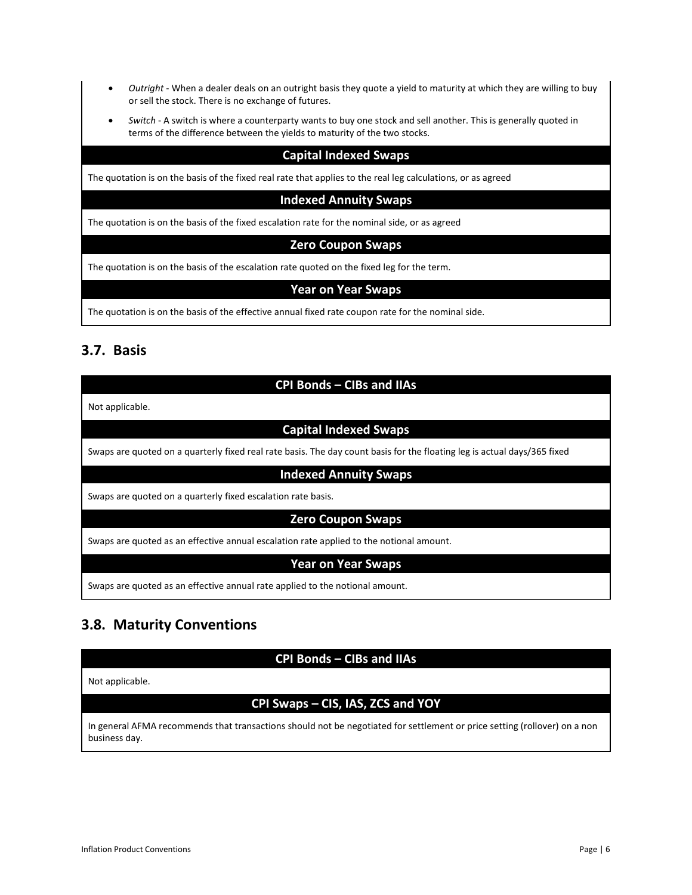- *Outright* - When a dealer deals on an outright basis they quote a yield to maturity at which they are willing to buy or sell the stock. There is no exchange of futures.
- *Switch* - A switch is where a counterparty wants to buy one stock and sell another. This is generally quoted in terms of the difference between the yields to maturity of the two stocks.

| **Capital Indexed Swaps** |
|---|
| The quotation is on the basis of the fixed real rate that applies to the real leg calculations, or as agreed |
| **Indexed Annuity Swaps** |
| The quotation is on the basis of the fixed escalation rate for the nominal side, or as agreed |
| **Zero Coupon Swaps** |
| The quotation is on the basis of the escalation rate quoted on the fixed leg for the term. |
| **Year on Year Swaps** |
| The quotation is on the basis of the effective annual fixed rate coupon rate for the nominal side. |

## 3.7. Basis

| **CPI Bonds – CIBs and IIAs** |
|---|
| Not applicable. |
| **Capital Indexed Swaps** |
| Swaps are quoted on a quarterly fixed real rate basis. The day count basis for the floating leg is actual days/365 fixed |
| **Indexed Annuity Swaps** |
| Swaps are quoted on a quarterly fixed escalation rate basis. |
| **Zero Coupon Swaps** |
| Swaps are quoted as an effective annual escalation rate applied to the notional amount. |
| **Year on Year Swaps** |
| Swaps are quoted as an effective annual rate applied to the notional amount. |

## 3.8. Maturity Conventions

| **CPI Bonds – CIBs and IIAs** |
|---|
| Not applicable. |
| **CPI Swaps – CIS, IAS, ZCS and YOY** |
| In general AFMA recommends that transactions should not be negotiated for settlement or price setting (rollover) on a non business day. |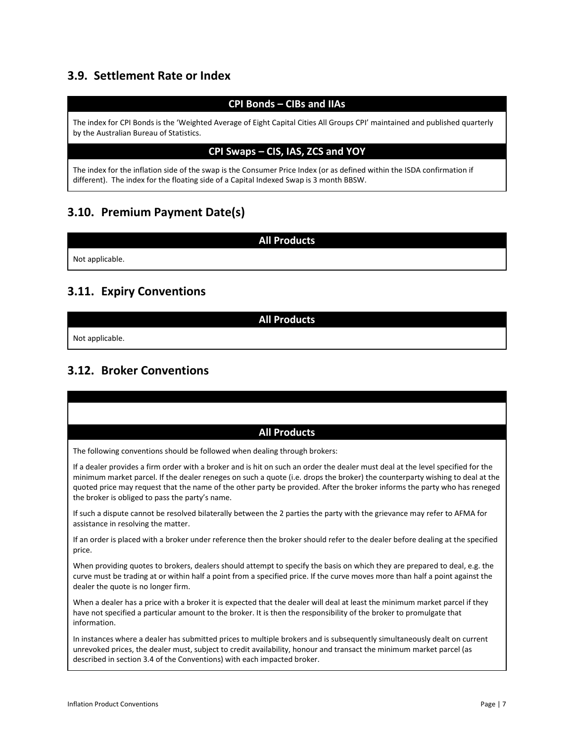## 3.9. Settlement Rate or Index

| CPI Bonds – CIBs and IIAs |
|---|
| The index for CPI Bonds is the 'Weighted Average of Eight Capital Cities All Groups CPI' maintained and published quarterly by the Australian Bureau of Statistics. |

| CPI Swaps – CIS, IAS, ZCS and YOY |
|---|
| The index for the inflation side of the swap is the Consumer Price Index (or as defined within the ISDA confirmation if different). The index for the floating side of a Capital Indexed Swap is 3 month BBSW. |

## 3.10. Premium Payment Date(s)

| All Products |
|---|
| Not applicable. |

## 3.11. Expiry Conventions

| All Products |
|---|
| Not applicable. |

## 3.12. Broker Conventions

**All Products**

The following conventions should be followed when dealing through brokers:

If a dealer provides a firm order with a broker and is hit on such an order the dealer must deal at the level specified for the minimum market parcel. If the dealer reneges on such a quote (i.e. drops the broker) the counterparty wishing to deal at the quoted price may request that the name of the other party be provided. After the broker informs the party who has reneged the broker is obliged to pass the party's name.

If such a dispute cannot be resolved bilaterally between the 2 parties the party with the grievance may refer to AFMA for assistance in resolving the matter.

If an order is placed with a broker under reference then the broker should refer to the dealer before dealing at the specified price.

When providing quotes to brokers, dealers should attempt to specify the basis on which they are prepared to deal, e.g. the curve must be trading at or within half a point from a specified price. If the curve moves more than half a point against the dealer the quote is no longer firm.

When a dealer has a price with a broker it is expected that the dealer will deal at least the minimum market parcel if they have not specified a particular amount to the broker. It is then the responsibility of the broker to promulgate that information.

In instances where a dealer has submitted prices to multiple brokers and is subsequently simultaneously dealt on current unrevoked prices, the dealer must, subject to credit availability, honour and transact the minimum market parcel (as described in section 3.4 of the Conventions) with each impacted broker.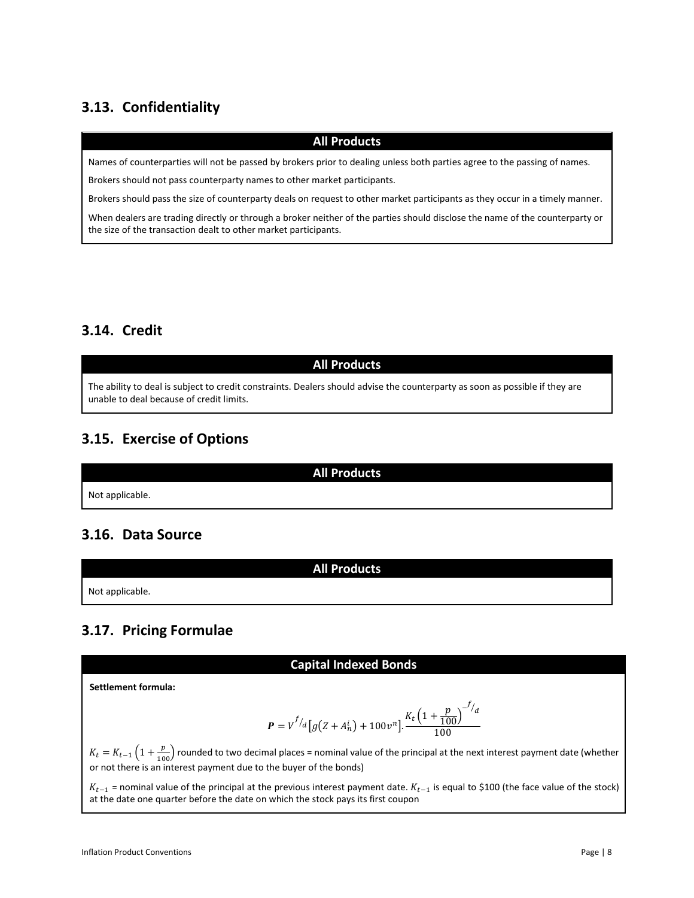## 3.13. Confidentiality

| All Products |
|---|
| Names of counterparties will not be passed by brokers prior to dealing unless both parties agree to the passing of names. |
| Brokers should not pass counterparty names to other market participants. |
| Brokers should pass the size of counterparty deals on request to other market participants as they occur in a timely manner. |
| When dealers are trading directly or through a broker neither of the parties should disclose the name of the counterparty or the size of the transaction dealt to other market participants. |

## 3.14. Credit

| All Products |
|---|
| The ability to deal is subject to credit constraints. Dealers should advise the counterparty as soon as possible if they are unable to deal because of credit limits. |

## 3.15. Exercise of Options

| All Products |
|---|
| Not applicable. |

## 3.16. Data Source

| All Products |
|---|
| Not applicable. |

## 3.17. Pricing Formulae

### Capital Indexed Bonds

**Settlement formula:**

$$\boldsymbol{P} = V^{f/d}\left[g\left(Z + A_n^i\right) + 100v^n\right].\frac{K_t\left(1 + \frac{p}{100}\right)^{-f/d}}{100}$$

$K_t = K_{t-1}\left(1 + \frac{p}{100}\right)$ rounded to two decimal places = nominal value of the principal at the next interest payment date (whether or not there is an interest payment due to the buyer of the bonds)

$K_{t-1}$ = nominal value of the principal at the previous interest payment date. $K_{t-1}$ is equal to \$100 (the face value of the stock) at the date one quarter before the date on which the stock pays its first coupon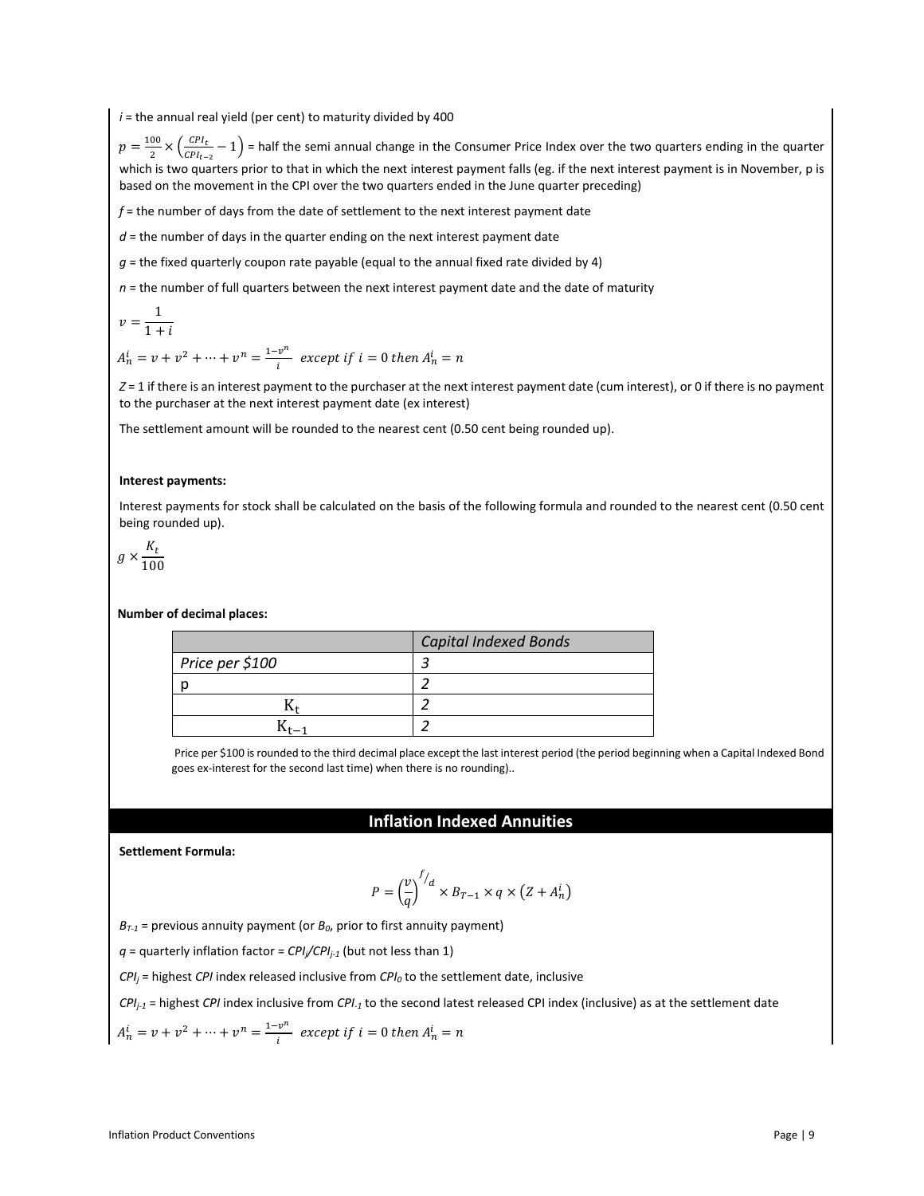$i$ = the annual real yield (per cent) to maturity divided by 400

$p = \frac{100}{2} \times \left(\frac{CPI_t}{CPI_{t-2}} - 1\right)$ = half the semi annual change in the Consumer Price Index over the two quarters ending in the quarter which is two quarters prior to that in which the next interest payment falls (eg. if the next interest payment is in November, p is based on the movement in the CPI over the two quarters ended in the June quarter preceding)

$f$ = the number of days from the date of settlement to the next interest payment date

$d$ = the number of days in the quarter ending on the next interest payment date

$g$ = the fixed quarterly coupon rate payable (equal to the annual fixed rate divided by 4)

$n$ = the number of full quarters between the next interest payment date and the date of maturity

$$v = \frac{1}{1+i}$$

$$A_n^i = v + v^2 + \cdots + v^n = \frac{1-v^n}{i} \;\; except\ if\ i = 0\ then\ A_n^i = n$$

$Z$ = 1 if there is an interest payment to the purchaser at the next interest payment date (cum interest), or 0 if there is no payment to the purchaser at the next interest payment date (ex interest)

The settlement amount will be rounded to the nearest cent (0.50 cent being rounded up).

**Interest payments:**

Interest payments for stock shall be calculated on the basis of the following formula and rounded to the nearest cent (0.50 cent being rounded up).

$$g \times \frac{K_t}{100}$$

**Number of decimal places:**

| | *Capital Indexed Bonds* |
|---|---|
| *Price per $100* | *3* |
| p | *2* |
| $K_t$ | *2* |
| $K_{t-1}$ | *2* |

Price per $100 is rounded to the third decimal place except the last interest period (the period beginning when a Capital Indexed Bond goes ex-interest for the second last time) when there is no rounding)..

## Inflation Indexed Annuities

**Settlement Formula:**

$$P = \left(\frac{v}{q}\right)^{f/d} \times B_{T-1} \times q \times \left(Z + A_n^i\right)$$

$B_{T-1}$ = previous annuity payment (or $B_0$, prior to first annuity payment)

$q$ = quarterly inflation factor = $CPI_j/CPI_{j-1}$ (but not less than 1)

$CPI_j$ = highest $CPI$ index released inclusive from $CPI_0$ to the settlement date, inclusive

$CPI_{j-1}$ = highest $CPI$ index inclusive from $CPI_{-1}$ to the second latest released CPI index (inclusive) as at the settlement date

$$A_n^i = v + v^2 + \cdots + v^n = \frac{1-v^n}{i} \;\; except\ if\ i = 0\ then\ A_n^i = n$$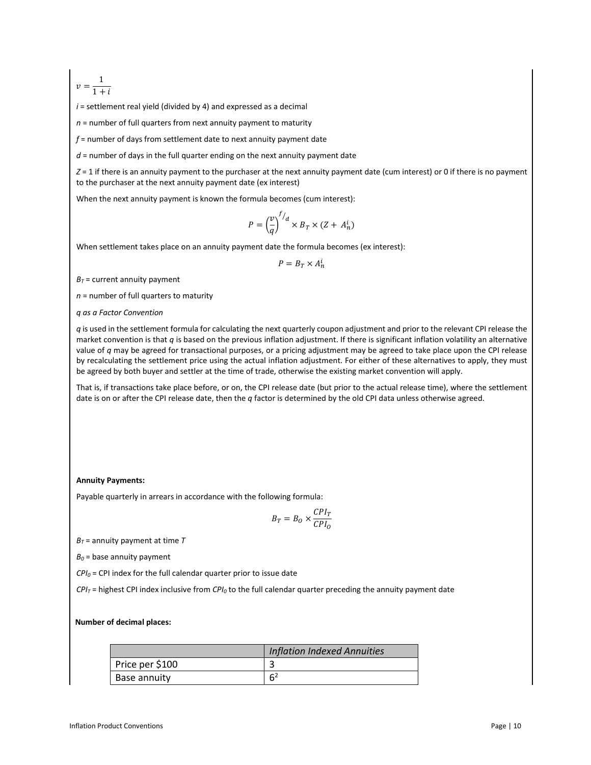$$v = \frac{1}{1+i}$$

$i$ = settlement real yield (divided by 4) and expressed as a decimal

$n$ = number of full quarters from next annuity payment to maturity

$f$ = number of days from settlement date to next annuity payment date

$d$ = number of days in the full quarter ending on the next annuity payment date

$Z$ = 1 if there is an annuity payment to the purchaser at the next annuity payment date (cum interest) or 0 if there is no payment to the purchaser at the next annuity payment date (ex interest)

When the next annuity payment is known the formula becomes (cum interest):

$$P = \left(\frac{v}{q}\right)^{f/d} \times B_T \times (Z + A_n^i)$$

When settlement takes place on an annuity payment date the formula becomes (ex interest):

$$P = B_T \times A_n^i$$

$B_T$ = current annuity payment

$n$ = number of full quarters to maturity

*q as a Factor Convention*

$q$ is used in the settlement formula for calculating the next quarterly coupon adjustment and prior to the relevant CPI release the market convention is that $q$ is based on the previous inflation adjustment. If there is significant inflation volatility an alternative value of $q$ may be agreed for transactional purposes, or a pricing adjustment may be agreed to take place upon the CPI release by recalculating the settlement price using the actual inflation adjustment. For either of these alternatives to apply, they must be agreed by both buyer and settler at the time of trade, otherwise the existing market convention will apply.

That is, if transactions take place before, or on, the CPI release date (but prior to the actual release time), where the settlement date is on or after the CPI release date, then the $q$ factor is determined by the old CPI data unless otherwise agreed.

**Annuity Payments:**

Payable quarterly in arrears in accordance with the following formula:

$$B_T = B_O \times \frac{CPI_T}{CPI_O}$$

$B_T$ = annuity payment at time $T$

$B_0$ = base annuity payment

$CPI_0$ = CPI index for the full calendar quarter prior to issue date

$CPI_T$ = highest CPI index inclusive from $CPI_0$ to the full calendar quarter preceding the annuity payment date

**Number of decimal places:**

| | *Inflation Indexed Annuities* |
|---|---|
| Price per $100 | 3 |
| Base annuity | 6[2] |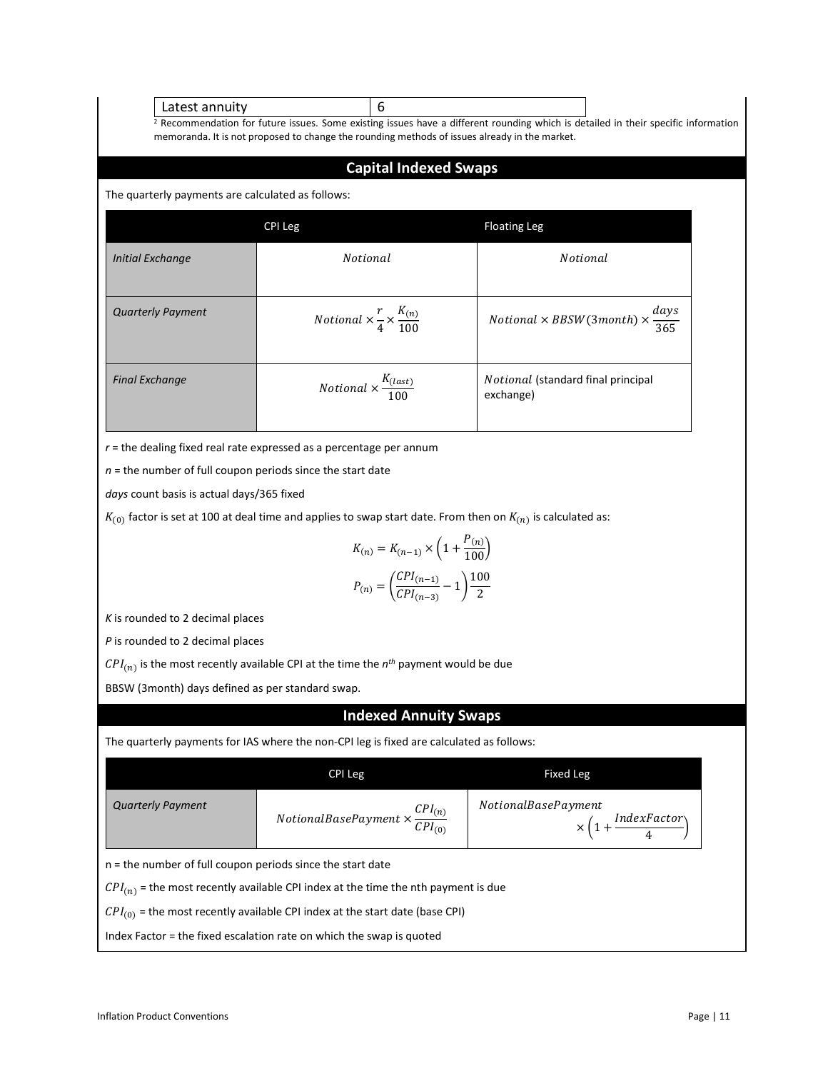| Latest annuity | 6 |
|---|---|

[2] Recommendation for future issues. Some existing issues have a different rounding which is detailed in their specific information memoranda. It is not proposed to change the rounding methods of issues already in the market.

## Capital Indexed Swaps

The quarterly payments are calculated as follows:

| | CPI Leg | Floating Leg |
|---|---|---|
| *Initial Exchange* | $Notional$ | $Notional$ |
| *Quarterly Payment* | $Notional \times \frac{r}{4} \times \frac{K_{(n)}}{100}$ | $Notional \times BBSW(3month) \times \frac{days}{365}$ |
| *Final Exchange* | $Notional \times \frac{K_{(last)}}{100}$ | $Notional$ (standard final principal exchange) |

*r* = the dealing fixed real rate expressed as a percentage per annum

*n* = the number of full coupon periods since the start date

*days* count basis is actual days/365 fixed

$K_{(0)}$ factor is set at 100 at deal time and applies to swap start date. From then on $K_{(n)}$ is calculated as:

$$K_{(n)} = K_{(n-1)} \times \left(1 + \frac{P_{(n)}}{100}\right)$$

$$P_{(n)} = \left(\frac{CPI_{(n-1)}}{CPI_{(n-3)}} - 1\right)\frac{100}{2}$$

*K* is rounded to 2 decimal places

*P* is rounded to 2 decimal places

$CPI_{(n)}$ is the most recently available CPI at the time the $n^{th}$ payment would be due

BBSW (3month) days defined as per standard swap.

## Indexed Annuity Swaps

The quarterly payments for IAS where the non-CPI leg is fixed are calculated as follows:

| | CPI Leg | Fixed Leg |
|---|---|---|
| *Quarterly Payment* | $NotionalBasePayment \times \frac{CPI_{(n)}}{CPI_{(0)}}$ | $NotionalBasePayment \times \left(1 + \frac{IndexFactor}{4}\right)$ |

n = the number of full coupon periods since the start date

$CPI_{(n)}$ = the most recently available CPI index at the time the nth payment is due

$CPI_{(0)}$ = the most recently available CPI index at the start date (base CPI)

Index Factor = the fixed escalation rate on which the swap is quoted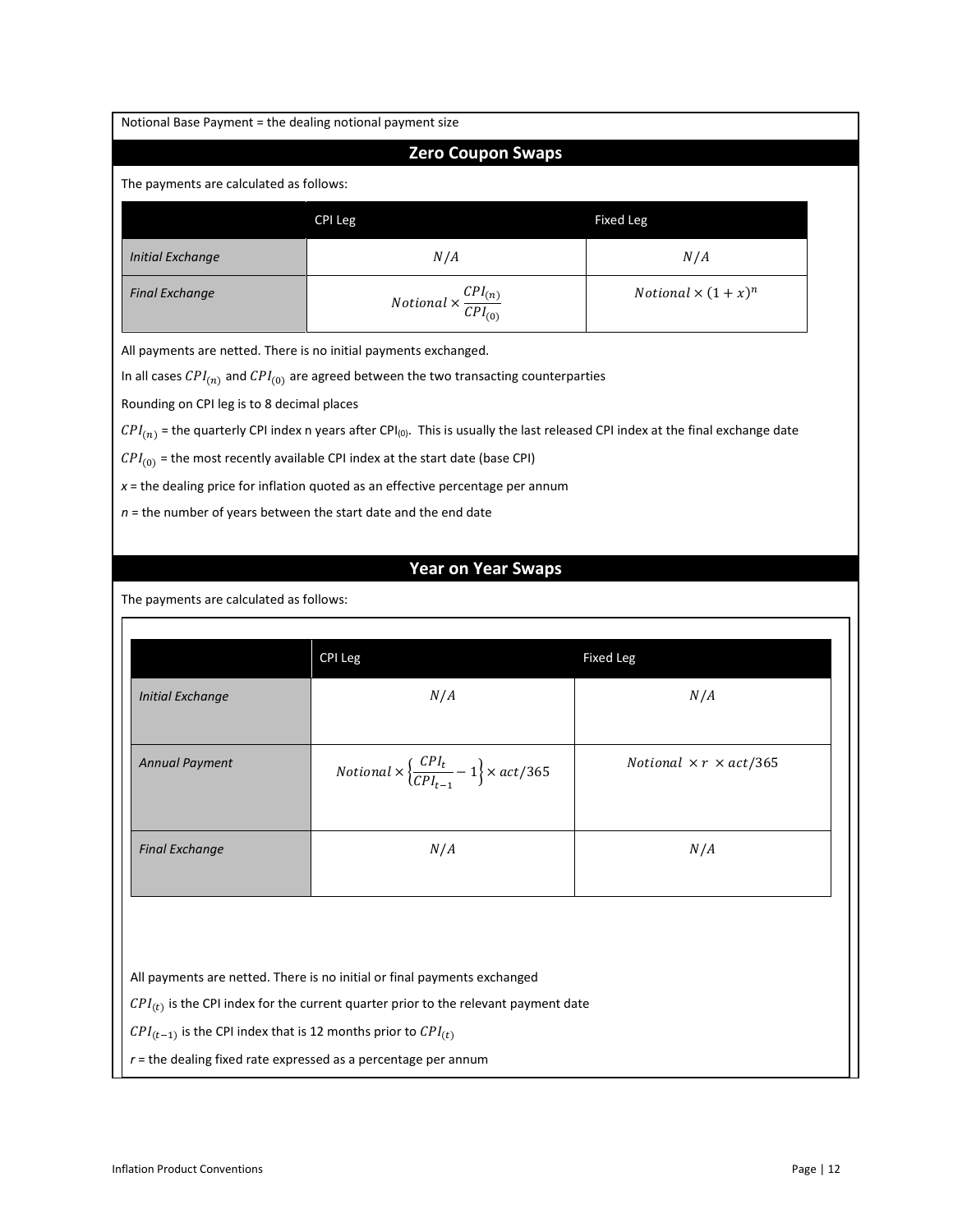Notional Base Payment = the dealing notional payment size

## Zero Coupon Swaps

The payments are calculated as follows:

| | CPI Leg | Fixed Leg |
|---|---|---|
| *Initial Exchange* | $N/A$ | $N/A$ |
| *Final Exchange* | $Notional \times \frac{CPI_{(n)}}{CPI_{(0)}}$ | $Notional \times (1+x)^n$ |

All payments are netted. There is no initial payments exchanged.

In all cases $CPI_{(n)}$ and $CPI_{(0)}$ are agreed between the two transacting counterparties

Rounding on CPI leg is to 8 decimal places

$CPI_{(n)}$ = the quarterly CPI index n years after $CPI_{(0)}$. This is usually the last released CPI index at the final exchange date

$CPI_{(0)}$ = the most recently available CPI index at the start date (base CPI)

*x* = the dealing price for inflation quoted as an effective percentage per annum

*n* = the number of years between the start date and the end date

## Year on Year Swaps

The payments are calculated as follows:

| | CPI Leg | Fixed Leg |
|---|---|---|
| *Initial Exchange* | $N/A$ | $N/A$ |
| *Annual Payment* | $Notional \times \left\{\frac{CPI_t}{CPI_{t-1}} - 1\right\} \times act/365$ | $Notional \times r \times act/365$ |
| *Final Exchange* | $N/A$ | $N/A$ |

All payments are netted. There is no initial or final payments exchanged

$CPI_{(t)}$ is the CPI index for the current quarter prior to the relevant payment date

$CPI_{(t-1)}$ is the CPI index that is 12 months prior to $CPI_{(t)}$

*r* = the dealing fixed rate expressed as a percentage per annum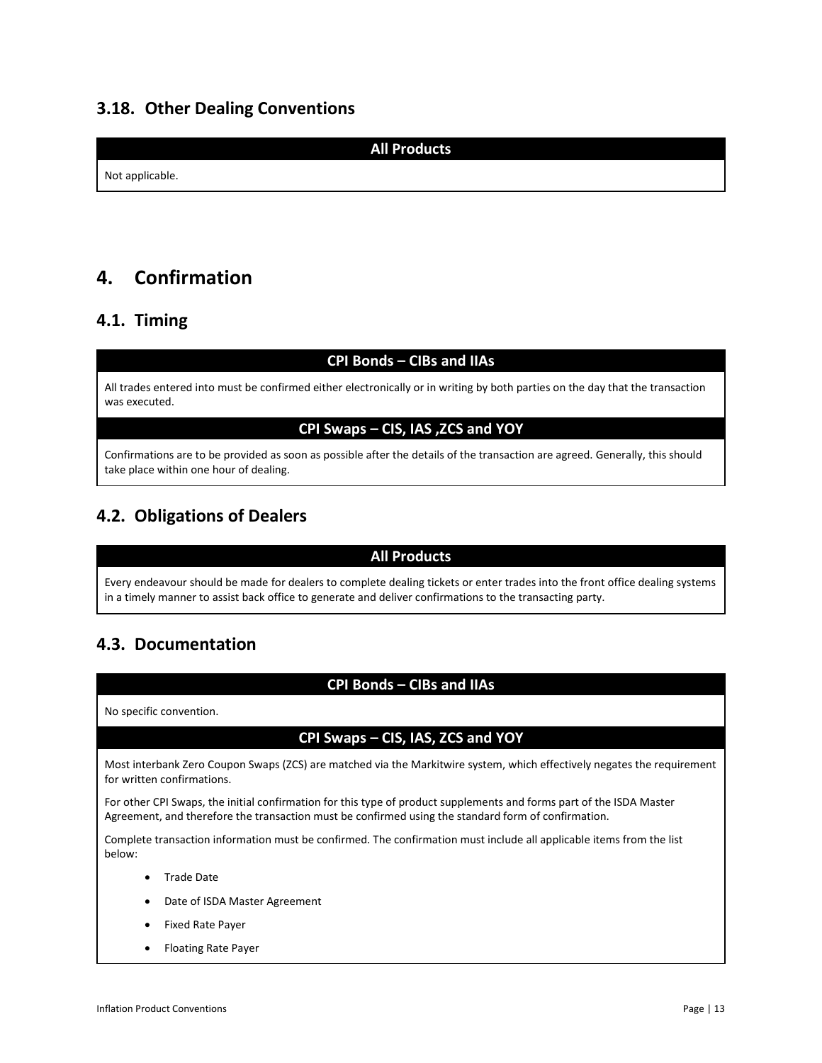## 3.18. Other Dealing Conventions

| All Products |
| --- |
| Not applicable. |

# 4. Confirmation

## 4.1. Timing

| CPI Bonds – CIBs and IIAs |
| --- |
| All trades entered into must be confirmed either electronically or in writing by both parties on the day that the transaction was executed. |
| **CPI Swaps – CIS, IAS ,ZCS and YOY** |
| Confirmations are to be provided as soon as possible after the details of the transaction are agreed. Generally, this should take place within one hour of dealing. |

## 4.2. Obligations of Dealers

| All Products |
| --- |
| Every endeavour should be made for dealers to complete dealing tickets or enter trades into the front office dealing systems in a timely manner to assist back office to generate and deliver confirmations to the transacting party. |

## 4.3. Documentation

**CPI Bonds – CIBs and IIAs**

No specific convention.

**CPI Swaps – CIS, IAS, ZCS and YOY**

Most interbank Zero Coupon Swaps (ZCS) are matched via the Markitwire system, which effectively negates the requirement for written confirmations.

For other CPI Swaps, the initial confirmation for this type of product supplements and forms part of the ISDA Master Agreement, and therefore the transaction must be confirmed using the standard form of confirmation.

Complete transaction information must be confirmed. The confirmation must include all applicable items from the list below:

- Trade Date
- Date of ISDA Master Agreement
- Fixed Rate Payer
- Floating Rate Payer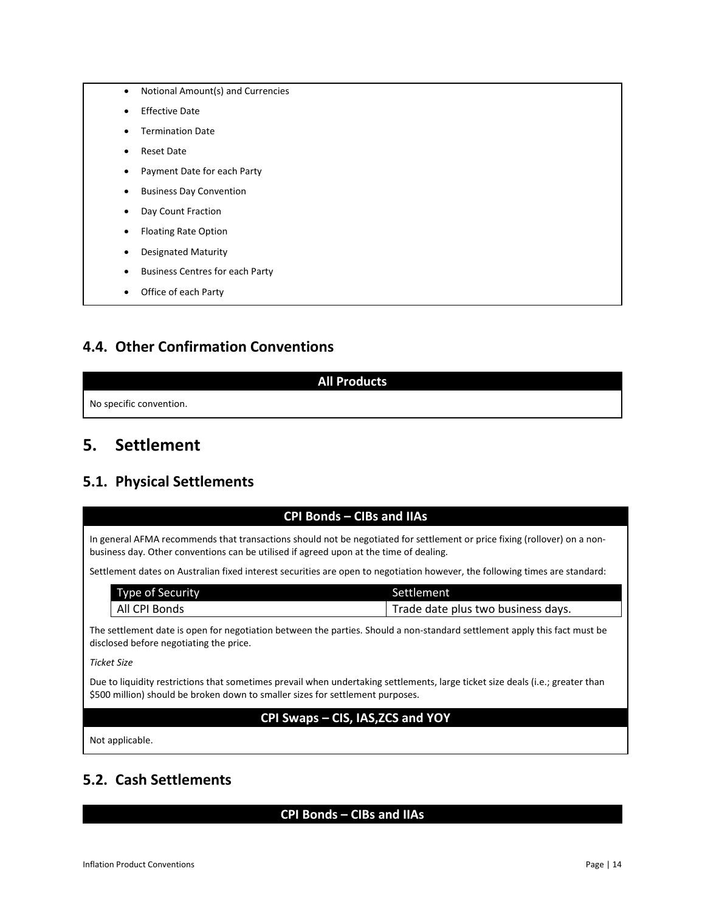- Notional Amount(s) and Currencies
- Effective Date
- Termination Date
- Reset Date
- Payment Date for each Party
- Business Day Convention
- Day Count Fraction
- Floating Rate Option
- Designated Maturity
- Business Centres for each Party
- Office of each Party

## 4.4. Other Confirmation Conventions

**All Products**

No specific convention.

# 5. Settlement

## 5.1. Physical Settlements

**CPI Bonds – CIBs and IIAs**

In general AFMA recommends that transactions should not be negotiated for settlement or price fixing (rollover) on a non-business day. Other conventions can be utilised if agreed upon at the time of dealing.

Settlement dates on Australian fixed interest securities are open to negotiation however, the following times are standard:

| Type of Security | Settlement |
|---|---|
| All CPI Bonds | Trade date plus two business days. |

The settlement date is open for negotiation between the parties. Should a non-standard settlement apply this fact must be disclosed before negotiating the price.

*Ticket Size*

Due to liquidity restrictions that sometimes prevail when undertaking settlements, large ticket size deals (i.e.; greater than $500 million) should be broken down to smaller sizes for settlement purposes.

**CPI Swaps – CIS, IAS,ZCS and YOY**

Not applicable.

## 5.2. Cash Settlements

**CPI Bonds – CIBs and IIAs**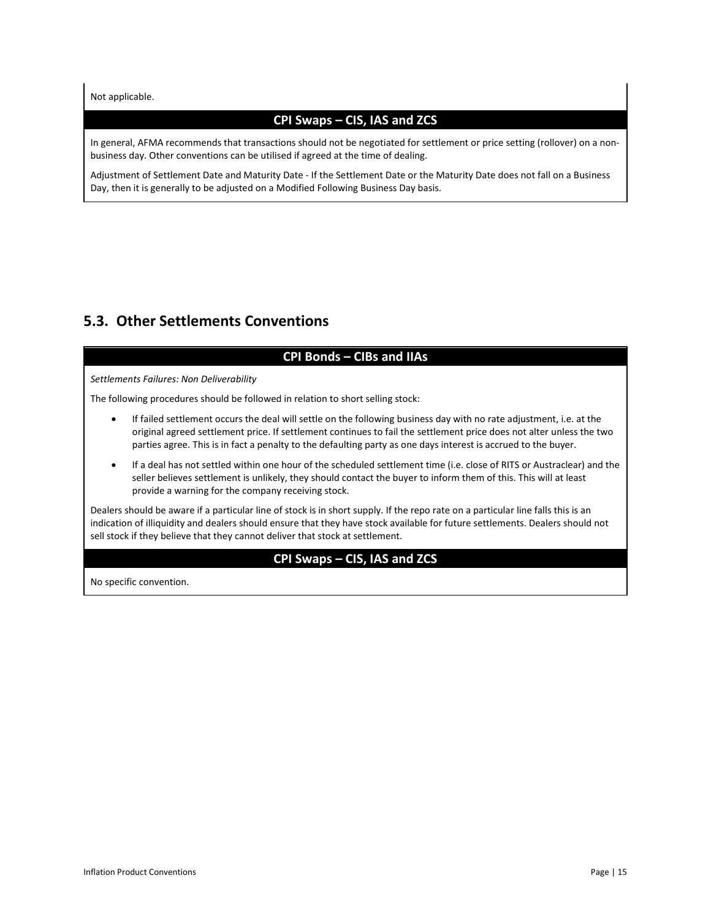Not applicable.

### CPI Swaps – CIS, IAS and ZCS

In general, AFMA recommends that transactions should not be negotiated for settlement or price setting (rollover) on a non-business day. Other conventions can be utilised if agreed at the time of dealing.

Adjustment of Settlement Date and Maturity Date - If the Settlement Date or the Maturity Date does not fall on a Business Day, then it is generally to be adjusted on a Modified Following Business Day basis.

## 5.3. Other Settlements Conventions

### CPI Bonds – CIBs and IIAs

*Settlements Failures: Non Deliverability*

The following procedures should be followed in relation to short selling stock:

- If failed settlement occurs the deal will settle on the following business day with no rate adjustment, i.e. at the original agreed settlement price. If settlement continues to fail the settlement price does not alter unless the two parties agree. This is in fact a penalty to the defaulting party as one days interest is accrued to the buyer.
- If a deal has not settled within one hour of the scheduled settlement time (i.e. close of RITS or Austraclear) and the seller believes settlement is unlikely, they should contact the buyer to inform them of this. This will at least provide a warning for the company receiving stock.

Dealers should be aware if a particular line of stock is in short supply. If the repo rate on a particular line falls this is an indication of illiquidity and dealers should ensure that they have stock available for future settlements. Dealers should not sell stock if they believe that they cannot deliver that stock at settlement.

### CPI Swaps – CIS, IAS and ZCS

No specific convention.